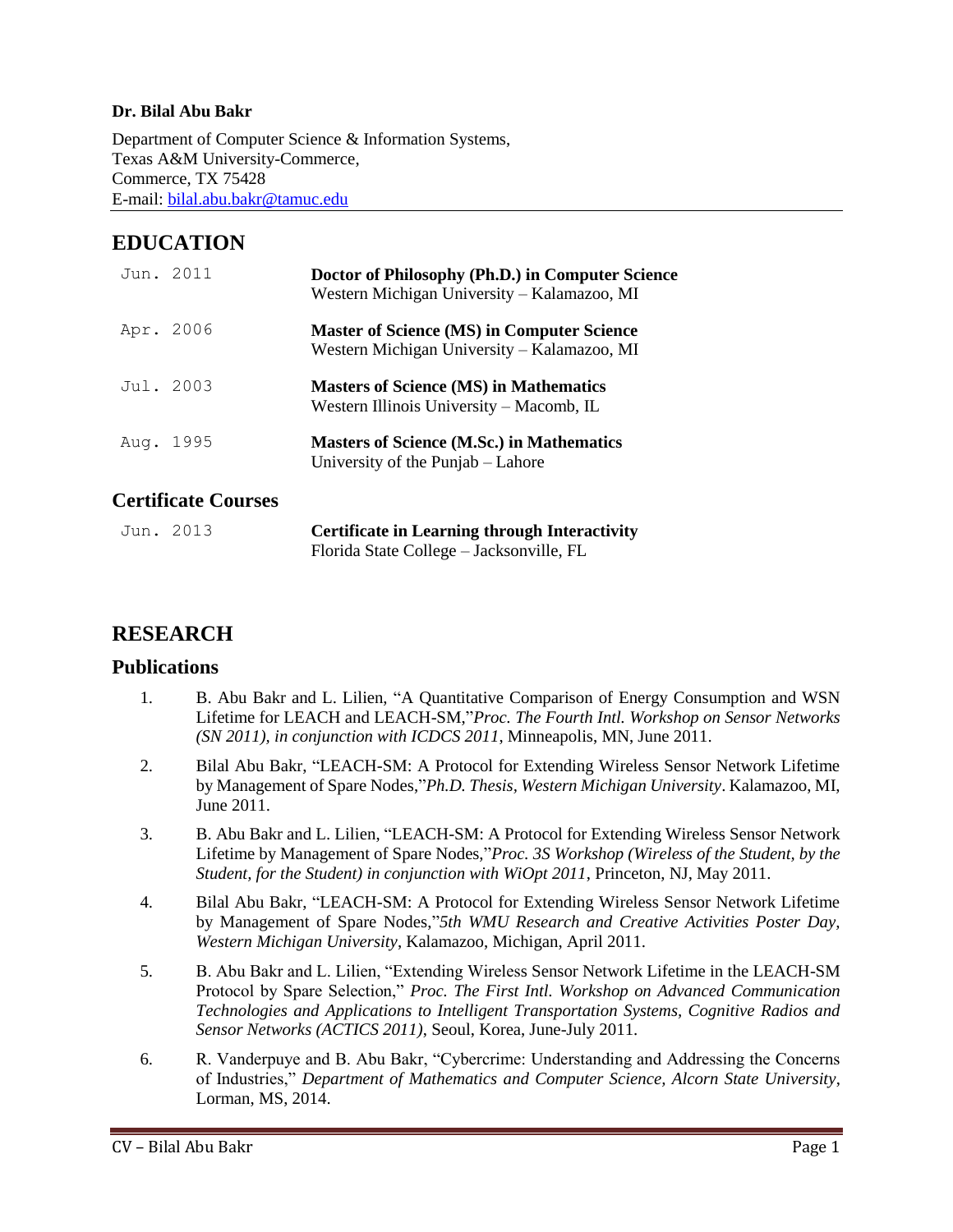**Dr. Bilal Abu Bakr**

Department of Computer Science & Information Systems,
Texas A&M University-Commerce,
Commerce, TX 75428
E-mail: bilal.abu.bakr@tamuc.edu

# EDUCATION

| | |
|---|---|
| Jun. 2011 | **Doctor of Philosophy (Ph.D.) in Computer Science**<br>Western Michigan University – Kalamazoo, MI |
| Apr. 2006 | **Master of Science (MS) in Computer Science**<br>Western Michigan University – Kalamazoo, MI |
| Jul. 2003 | **Masters of Science (MS) in Mathematics**<br>Western Illinois University – Macomb, IL |
| Aug. 1995 | **Masters of Science (M.Sc.) in Mathematics**<br>University of the Punjab – Lahore |

## Certificate Courses

| | |
|---|---|
| Jun. 2013 | **Certificate in Learning through Interactivity**<br>Florida State College – Jacksonville, FL |

# RESEARCH

## Publications

1. B. Abu Bakr and L. Lilien, "A Quantitative Comparison of Energy Consumption and WSN Lifetime for LEACH and LEACH-SM,"*Proc. The Fourth Intl. Workshop on Sensor Networks (SN 2011), in conjunction with ICDCS 2011*, Minneapolis, MN, June 2011.
2. Bilal Abu Bakr, "LEACH-SM: A Protocol for Extending Wireless Sensor Network Lifetime by Management of Spare Nodes,"*Ph.D. Thesis, Western Michigan University*. Kalamazoo, MI, June 2011.
3. B. Abu Bakr and L. Lilien, "LEACH-SM: A Protocol for Extending Wireless Sensor Network Lifetime by Management of Spare Nodes,"*Proc. 3S Workshop (Wireless of the Student, by the Student, for the Student) in conjunction with WiOpt 2011*, Princeton, NJ, May 2011.
4. Bilal Abu Bakr, "LEACH-SM: A Protocol for Extending Wireless Sensor Network Lifetime by Management of Spare Nodes,"*5th WMU Research and Creative Activities Poster Day, Western Michigan University*, Kalamazoo, Michigan, April 2011.
5. B. Abu Bakr and L. Lilien, "Extending Wireless Sensor Network Lifetime in the LEACH-SM Protocol by Spare Selection," *Proc. The First Intl. Workshop on Advanced Communication Technologies and Applications to Intelligent Transportation Systems, Cognitive Radios and Sensor Networks (ACTICS 2011)*, Seoul, Korea, June-July 2011.
6. R. Vanderpuye and B. Abu Bakr, "Cybercrime: Understanding and Addressing the Concerns of Industries," *Department of Mathematics and Computer Science, Alcorn State University*, Lorman, MS, 2014.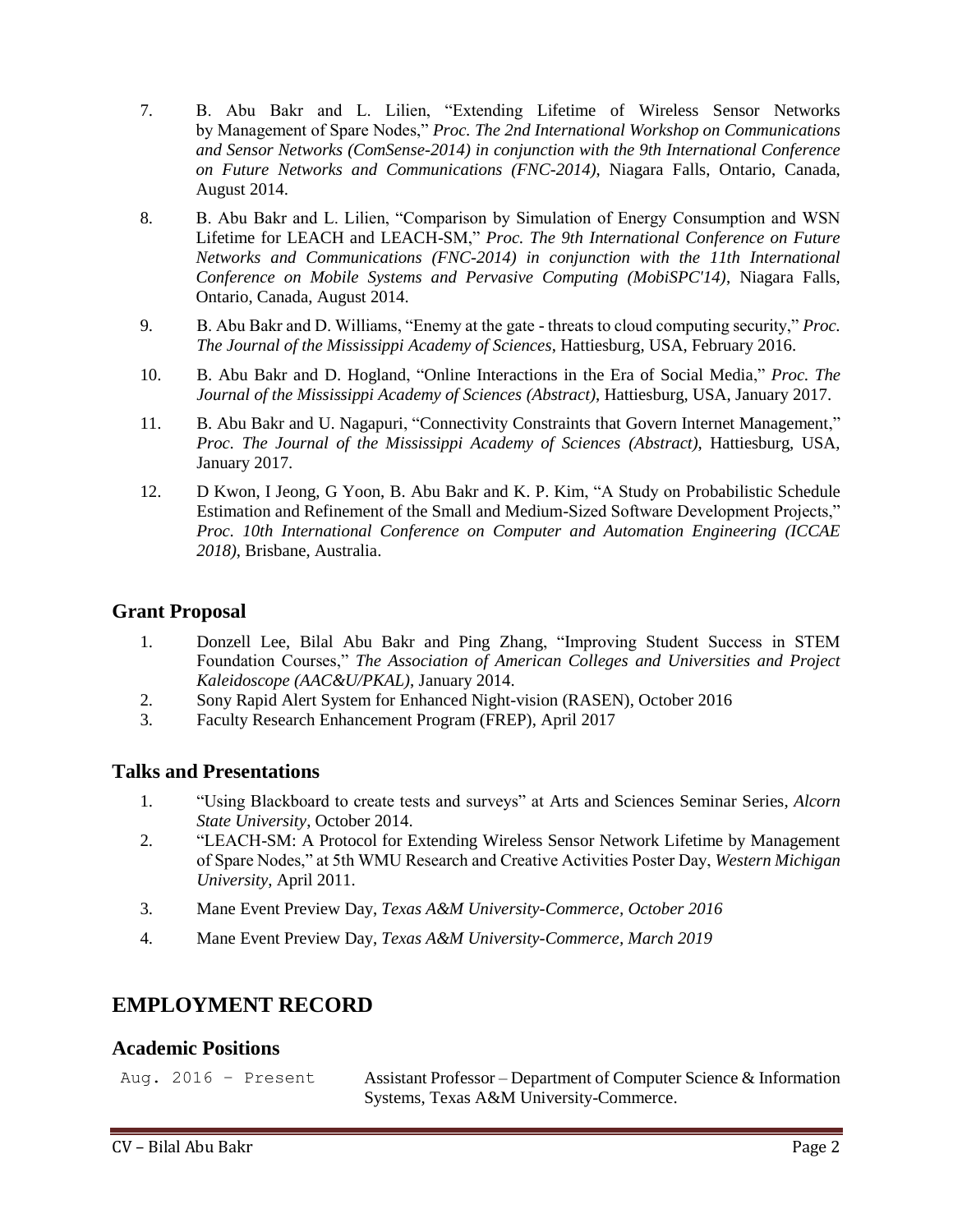7. B. Abu Bakr and L. Lilien, "Extending Lifetime of Wireless Sensor Networks by Management of Spare Nodes," *Proc. The 2nd International Workshop on Communications and Sensor Networks (ComSense-2014) in conjunction with the 9th International Conference on Future Networks and Communications (FNC-2014)*, Niagara Falls, Ontario, Canada, August 2014.

8. B. Abu Bakr and L. Lilien, "Comparison by Simulation of Energy Consumption and WSN Lifetime for LEACH and LEACH-SM," *Proc. The 9th International Conference on Future Networks and Communications (FNC-2014) in conjunction with the 11th International Conference on Mobile Systems and Pervasive Computing (MobiSPC'14)*, Niagara Falls, Ontario, Canada, August 2014.

9. B. Abu Bakr and D. Williams, "Enemy at the gate - threats to cloud computing security," *Proc. The Journal of the Mississippi Academy of Sciences*, Hattiesburg, USA, February 2016.

10. B. Abu Bakr and D. Hogland, "Online Interactions in the Era of Social Media," *Proc. The Journal of the Mississippi Academy of Sciences (Abstract)*, Hattiesburg, USA, January 2017.

11. B. Abu Bakr and U. Nagapuri, "Connectivity Constraints that Govern Internet Management," *Proc. The Journal of the Mississippi Academy of Sciences (Abstract)*, Hattiesburg, USA, January 2017.

12. D Kwon, I Jeong, G Yoon, B. Abu Bakr and K. P. Kim, "A Study on Probabilistic Schedule Estimation and Refinement of the Small and Medium-Sized Software Development Projects," *Proc. 10th International Conference on Computer and Automation Engineering (ICCAE 2018)*, Brisbane, Australia.

### Grant Proposal

1. Donzell Lee, Bilal Abu Bakr and Ping Zhang, "Improving Student Success in STEM Foundation Courses," *The Association of American Colleges and Universities and Project Kaleidoscope (AAC&U/PKAL)*, January 2014.
2. Sony Rapid Alert System for Enhanced Night-vision (RASEN), October 2016
3. Faculty Research Enhancement Program (FREP), April 2017

### Talks and Presentations

1. "Using Blackboard to create tests and surveys" at Arts and Sciences Seminar Series, *Alcorn State University*, October 2014.
2. "LEACH-SM: A Protocol for Extending Wireless Sensor Network Lifetime by Management of Spare Nodes," at 5th WMU Research and Creative Activities Poster Day, *Western Michigan University*, April 2011.
3. Mane Event Preview Day, *Texas A&M University-Commerce, October 2016*
4. Mane Event Preview Day, *Texas A&M University-Commerce, March 2019*

## EMPLOYMENT RECORD

### Academic Positions

Aug. 2016 – Present — Assistant Professor – Department of Computer Science & Information Systems, Texas A&M University-Commerce.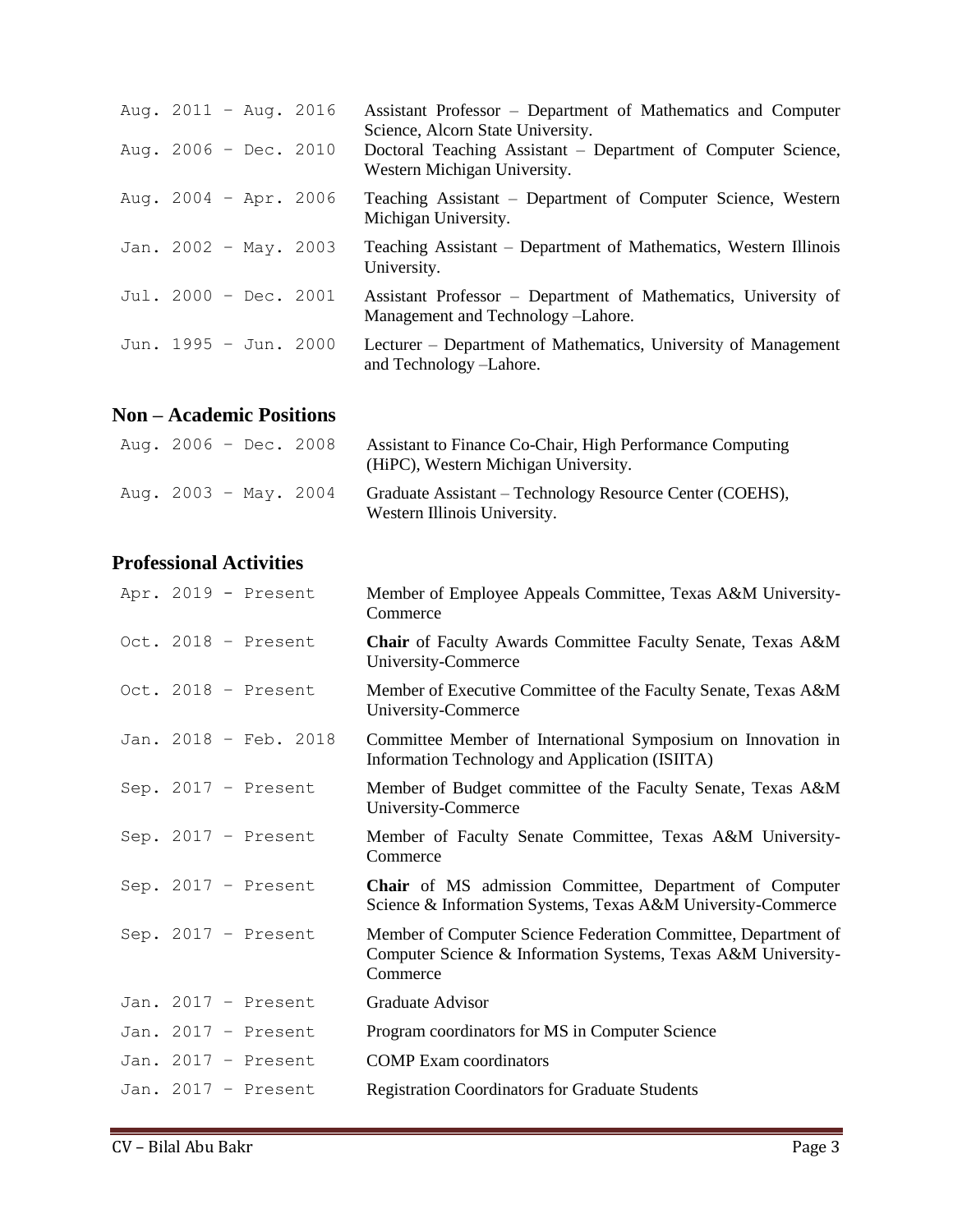| | |
|---|---|
| Aug. 2011 – Aug. 2016 | Assistant Professor – Department of Mathematics and Computer Science, Alcorn State University. |
| Aug. 2006 – Dec. 2010 | Doctoral Teaching Assistant – Department of Computer Science, Western Michigan University. |
| Aug. 2004 – Apr. 2006 | Teaching Assistant – Department of Computer Science, Western Michigan University. |
| Jan. 2002 – May. 2003 | Teaching Assistant – Department of Mathematics, Western Illinois University. |
| Jul. 2000 – Dec. 2001 | Assistant Professor – Department of Mathematics, University of Management and Technology –Lahore. |
| Jun. 1995 – Jun. 2000 | Lecturer – Department of Mathematics, University of Management and Technology –Lahore. |

## Non – Academic Positions

| | |
|---|---|
| Aug. 2006 – Dec. 2008 | Assistant to Finance Co-Chair, High Performance Computing (HiPC), Western Michigan University. |
| Aug. 2003 – May. 2004 | Graduate Assistant – Technology Resource Center (COEHS), Western Illinois University. |

## Professional Activities

| | |
|---|---|
| Apr. 2019 - Present | Member of Employee Appeals Committee, Texas A&M University-Commerce |
| Oct. 2018 - Present | **Chair** of Faculty Awards Committee Faculty Senate, Texas A&M University-Commerce |
| Oct. 2018 - Present | Member of Executive Committee of the Faculty Senate, Texas A&M University-Commerce |
| Jan. 2018 - Feb. 2018 | Committee Member of International Symposium on Innovation in Information Technology and Application (ISIITA) |
| Sep. 2017 - Present | Member of Budget committee of the Faculty Senate, Texas A&M University-Commerce |
| Sep. 2017 - Present | Member of Faculty Senate Committee, Texas A&M University-Commerce |
| Sep. 2017 - Present | **Chair** of MS admission Committee, Department of Computer Science & Information Systems, Texas A&M University-Commerce |
| Sep. 2017 - Present | Member of Computer Science Federation Committee, Department of Computer Science & Information Systems, Texas A&M University-Commerce |
| Jan. 2017 - Present | Graduate Advisor |
| Jan. 2017 - Present | Program coordinators for MS in Computer Science |
| Jan. 2017 - Present | COMP Exam coordinators |
| Jan. 2017 - Present | Registration Coordinators for Graduate Students |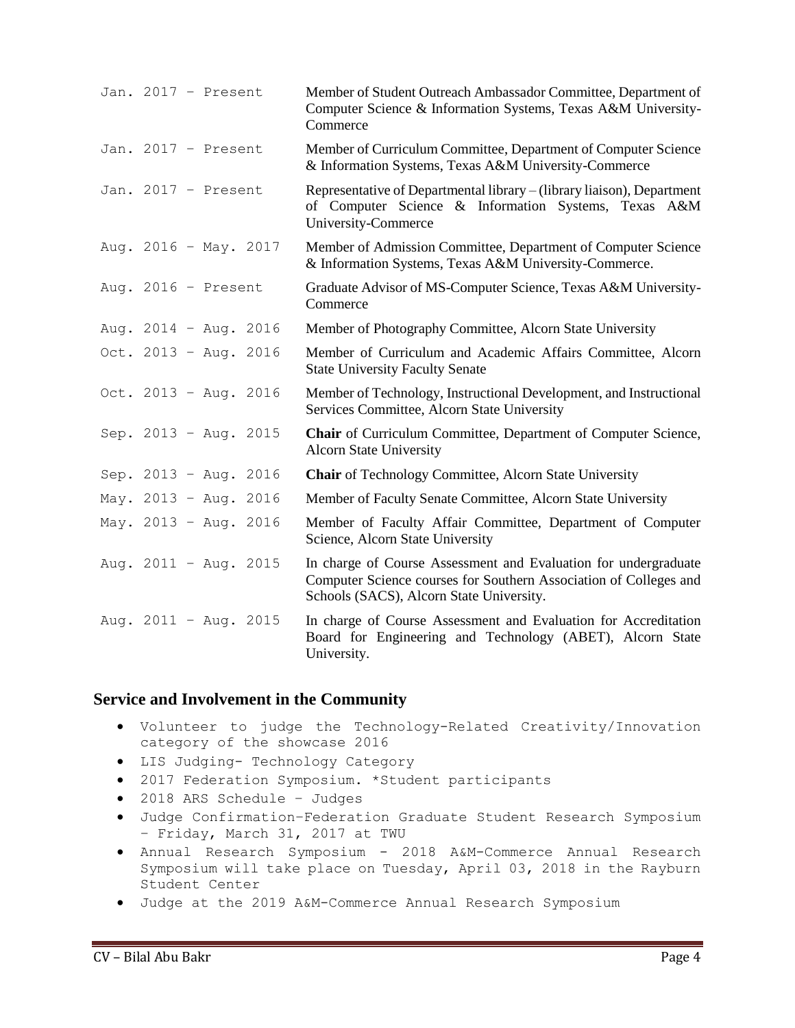| | |
|---|---|
| Jan. 2017 – Present | Member of Student Outreach Ambassador Committee, Department of Computer Science & Information Systems, Texas A&M University-Commerce |
| Jan. 2017 – Present | Member of Curriculum Committee, Department of Computer Science & Information Systems, Texas A&M University-Commerce |
| Jan. 2017 – Present | Representative of Departmental library – (library liaison), Department of Computer Science & Information Systems, Texas A&M University-Commerce |
| Aug. 2016 – May. 2017 | Member of Admission Committee, Department of Computer Science & Information Systems, Texas A&M University-Commerce. |
| Aug. 2016 – Present | Graduate Advisor of MS-Computer Science, Texas A&M University-Commerce |
| Aug. 2014 – Aug. 2016 | Member of Photography Committee, Alcorn State University |
| Oct. 2013 – Aug. 2016 | Member of Curriculum and Academic Affairs Committee, Alcorn State University Faculty Senate |
| Oct. 2013 – Aug. 2016 | Member of Technology, Instructional Development, and Instructional Services Committee, Alcorn State University |
| Sep. 2013 – Aug. 2015 | **Chair** of Curriculum Committee, Department of Computer Science, Alcorn State University |
| Sep. 2013 – Aug. 2016 | **Chair** of Technology Committee, Alcorn State University |
| May. 2013 – Aug. 2016 | Member of Faculty Senate Committee, Alcorn State University |
| May. 2013 – Aug. 2016 | Member of Faculty Affair Committee, Department of Computer Science, Alcorn State University |
| Aug. 2011 – Aug. 2015 | In charge of Course Assessment and Evaluation for undergraduate Computer Science courses for Southern Association of Colleges and Schools (SACS), Alcorn State University. |
| Aug. 2011 – Aug. 2015 | In charge of Course Assessment and Evaluation for Accreditation Board for Engineering and Technology (ABET), Alcorn State University. |

## Service and Involvement in the Community

- Volunteer to judge the Technology-Related Creativity/Innovation category of the showcase 2016
- LIS Judging- Technology Category
- 2017 Federation Symposium. *Student participants
- 2018 ARS Schedule – Judges
- Judge Confirmation–Federation Graduate Student Research Symposium – Friday, March 31, 2017 at TWU
- Annual Research Symposium - 2018 A&M-Commerce Annual Research Symposium will take place on Tuesday, April 03, 2018 in the Rayburn Student Center
- Judge at the 2019 A&M-Commerce Annual Research Symposium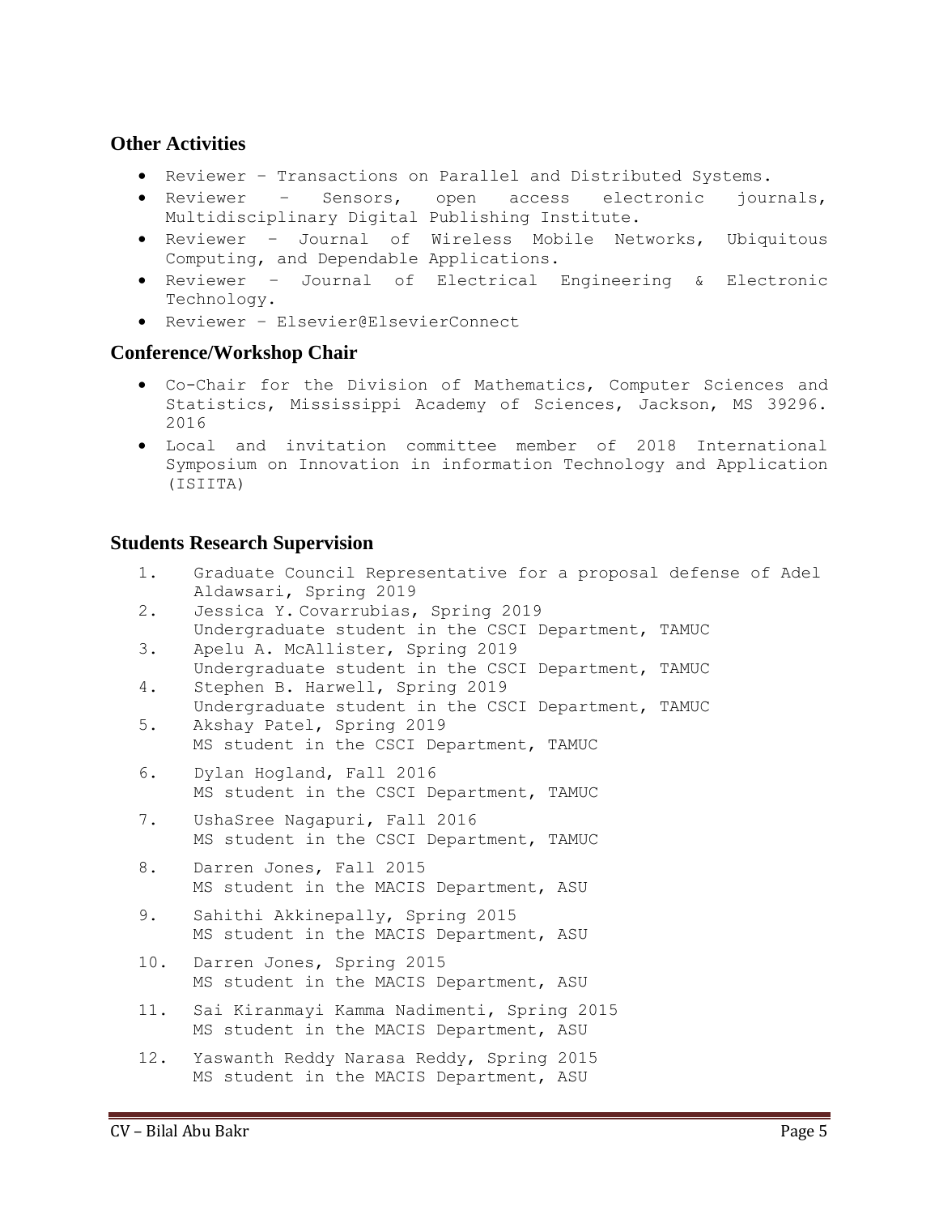## Other Activities

- Reviewer – Transactions on Parallel and Distributed Systems.
- Reviewer – Sensors, open access electronic journals, Multidisciplinary Digital Publishing Institute.
- Reviewer – Journal of Wireless Mobile Networks, Ubiquitous Computing, and Dependable Applications.
- Reviewer – Journal of Electrical Engineering & Electronic Technology.
- Reviewer – Elsevier@ElsevierConnect

## Conference/Workshop Chair

- Co-Chair for the Division of Mathematics, Computer Sciences and Statistics, Mississippi Academy of Sciences, Jackson, MS 39296. 2016
- Local and invitation committee member of 2018 International Symposium on Innovation in information Technology and Application (ISIITA)

## Students Research Supervision

1. Graduate Council Representative for a proposal defense of Adel Aldawsari, Spring 2019
2. Jessica Y. Covarrubias, Spring 2019
   Undergraduate student in the CSCI Department, TAMUC
3. Apelu A. McAllister, Spring 2019
   Undergraduate student in the CSCI Department, TAMUC
4. Stephen B. Harwell, Spring 2019
   Undergraduate student in the CSCI Department, TAMUC
5. Akshay Patel, Spring 2019
   MS student in the CSCI Department, TAMUC
6. Dylan Hogland, Fall 2016
   MS student in the CSCI Department, TAMUC
7. UshaSree Nagapuri, Fall 2016
   MS student in the CSCI Department, TAMUC
8. Darren Jones, Fall 2015
   MS student in the MACIS Department, ASU
9. Sahithi Akkinepally, Spring 2015
   MS student in the MACIS Department, ASU
10. Darren Jones, Spring 2015
    MS student in the MACIS Department, ASU
11. Sai Kiranmayi Kamma Nadimenti, Spring 2015
    MS student in the MACIS Department, ASU
12. Yaswanth Reddy Narasa Reddy, Spring 2015
    MS student in the MACIS Department, ASU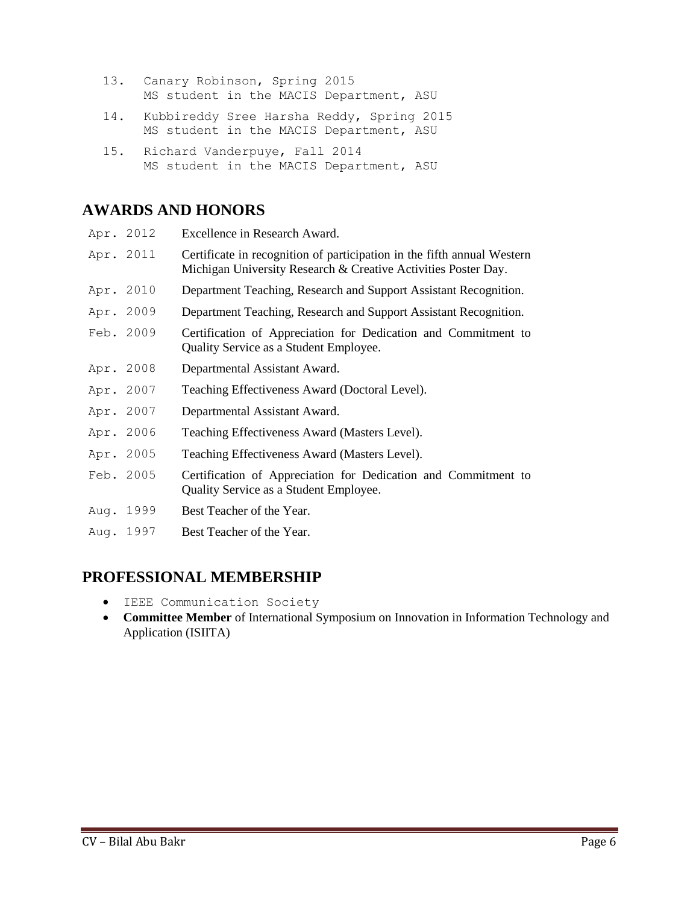13. Canary Robinson, Spring 2015
    MS student in the MACIS Department, ASU
14. Kubbireddy Sree Harsha Reddy, Spring 2015
    MS student in the MACIS Department, ASU
15. Richard Vanderpuye, Fall 2014
    MS student in the MACIS Department, ASU

## AWARDS AND HONORS

| | |
|---|---|
| Apr. 2012 | Excellence in Research Award. |
| Apr. 2011 | Certificate in recognition of participation in the fifth annual Western Michigan University Research & Creative Activities Poster Day. |
| Apr. 2010 | Department Teaching, Research and Support Assistant Recognition. |
| Apr. 2009 | Department Teaching, Research and Support Assistant Recognition. |
| Feb. 2009 | Certification of Appreciation for Dedication and Commitment to Quality Service as a Student Employee. |
| Apr. 2008 | Departmental Assistant Award. |
| Apr. 2007 | Teaching Effectiveness Award (Doctoral Level). |
| Apr. 2007 | Departmental Assistant Award. |
| Apr. 2006 | Teaching Effectiveness Award (Masters Level). |
| Apr. 2005 | Teaching Effectiveness Award (Masters Level). |
| Feb. 2005 | Certification of Appreciation for Dedication and Commitment to Quality Service as a Student Employee. |
| Aug. 1999 | Best Teacher of the Year. |
| Aug. 1997 | Best Teacher of the Year. |

## PROFESSIONAL MEMBERSHIP

- IEEE Communication Society
- **Committee Member** of International Symposium on Innovation in Information Technology and Application (ISIITA)